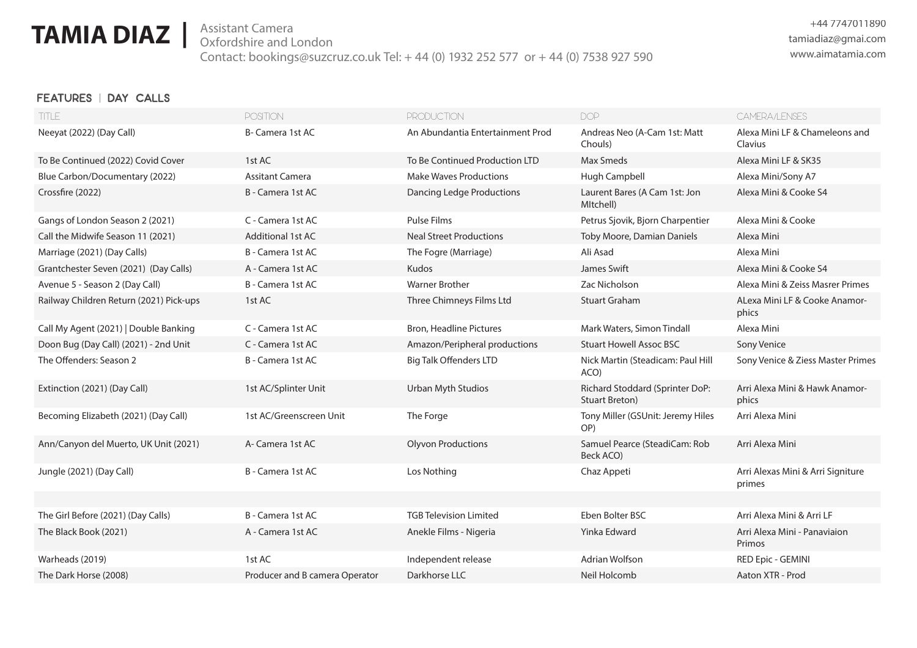# TAMIA DIAZ | Assistant Camera

Oxfordshire and London
Contact: bookings@suzcruz.co.uk Tel: + 44 (0) 1932 252 577 or + 44 (0) 7538 927 590

+44 7747011890
tamiadiaz@gmai.com
www.aimatamia.com

## FEATURES | DAY CALLS

| TITLE | POSITION | PRODUCTION | DOP | CAMERA/LENSES |
|---|---|---|---|---|
| Neeyat (2022) (Day Call) | B- Camera 1st AC | An Abundantia Entertainment Prod | Andreas Neo (A-Cam 1st: Matt Chouls) | Alexa Mini LF & Chameleons and Clavius |
| To Be Continued (2022) Covid Cover | 1st AC | To Be Continued Production LTD | Max Smeds | Alexa Mini LF & SK35 |
| Blue Carbon/Documentary (2022) | Assitant Camera | Make Waves Productions | Hugh Campbell | Alexa Mini/Sony A7 |
| Crossfire (2022) | B - Camera 1st AC | Dancing Ledge Productions | Laurent Bares (A Cam 1st: Jon MItchell) | Alexa Mini & Cooke S4 |
| Gangs of London Season 2 (2021) | C - Camera 1st AC | Pulse Films | Petrus Sjovik, Bjorn Charpentier | Alexa Mini & Cooke |
| Call the Midwife Season 11 (2021) | Additional 1st AC | Neal Street Productions | Toby Moore, Damian Daniels | Alexa Mini |
| Marriage (2021) (Day Calls) | B - Camera 1st AC | The Fogre (Marriage) | Ali Asad | Alexa Mini |
| Grantchester Seven (2021) (Day Calls) | A - Camera 1st AC | Kudos | James Swift | Alexa Mini & Cooke S4 |
| Avenue 5 - Season 2 (Day Call) | B - Camera 1st AC | Warner Brother | Zac Nicholson | Alexa Mini & Zeiss Masrer Primes |
| Railway Children Return (2021) Pick-ups | 1st AC | Three Chimneys Films Ltd | Stuart Graham | ALexa Mini LF & Cooke Anamorphics |
| Call My Agent (2021) \| Double Banking | C - Camera 1st AC | Bron, Headline Pictures | Mark Waters, Simon Tindall | Alexa Mini |
| Doon Bug (Day Call) (2021) - 2nd Unit | C - Camera 1st AC | Amazon/Peripheral productions | Stuart Howell Assoc BSC | Sony Venice |
| The Offenders: Season 2 | B - Camera 1st AC | Big Talk Offenders LTD | Nick Martin (Steadicam: Paul Hill ACO) | Sony Venice & Ziess Master Primes |
| Extinction (2021) (Day Call) | 1st AC/Splinter Unit | Urban Myth Studios | Richard Stoddard (Sprinter DoP: Stuart Breton) | Arri Alexa Mini & Hawk Anamorphics |
| Becoming Elizabeth (2021) (Day Call) | 1st AC/Greenscreen Unit | The Forge | Tony Miller (GSUnit: Jeremy Hiles OP) | Arri Alexa Mini |
| Ann/Canyon del Muerto, UK Unit (2021) | A- Camera 1st AC | Olyvon Productions | Samuel Pearce (SteadiCam: Rob Beck ACO) | Arri Alexa Mini |
| Jungle (2021) (Day Call) | B - Camera 1st AC | Los Nothing | Chaz Appeti | Arri Alexas Mini & Arri Signiture primes |
| | | | | |
| The Girl Before (2021) (Day Calls) | B - Camera 1st AC | TGB Television Limited | Eben Bolter BSC | Arri Alexa Mini & Arri LF |
| The Black Book (2021) | A - Camera 1st AC | Anekle Films - Nigeria | Yinka Edward | Arri Alexa Mini - Panaviaion Primos |
| Warheads (2019) | 1st AC | Independent release | Adrian Wolfson | RED Epic - GEMINI |
| The Dark Horse (2008) | Producer and B camera Operator | Darkhorse LLC | Neil Holcomb | Aaton XTR - Prod |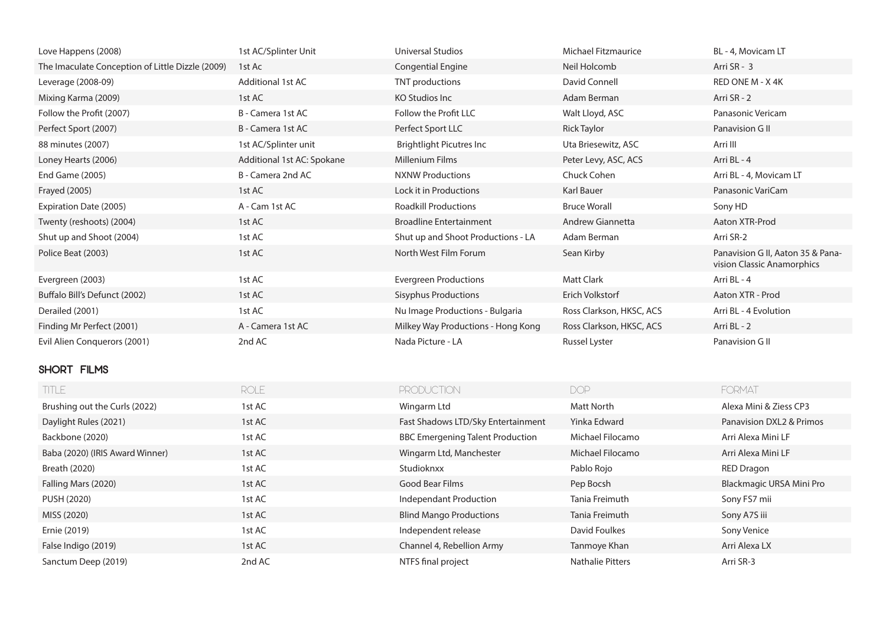| | | | | |
|---|---|---|---|---|
| Love Happens (2008) | 1st AC/Splinter Unit | Universal Studios | Michael Fitzmaurice | BL - 4, Movicam LT |
| The Imaculate Conception of Little Dizzle (2009) | 1st Ac | Congential Engine | Neil Holcomb | Arri SR - 3 |
| Leverage (2008-09) | Additional 1st AC | TNT productions | David Connell | RED ONE M - X 4K |
| Mixing Karma (2009) | 1st AC | KO Studios Inc | Adam Berman | Arri SR - 2 |
| Follow the Profit (2007) | B - Camera 1st AC | Follow the Profit LLC | Walt Lloyd, ASC | Panasonic Vericam |
| Perfect Sport (2007) | B - Camera 1st AC | Perfect Sport LLC | Rick Taylor | Panavision G II |
| 88 minutes (2007) | 1st AC/Splinter unit | Brightlight Picutres Inc | Uta Briesewitz, ASC | Arri III |
| Loney Hearts (2006) | Additional 1st AC: Spokane | Millenium Films | Peter Levy, ASC, ACS | Arri BL - 4 |
| End Game (2005) | B - Camera 2nd AC | NXNW Productions | Chuck Cohen | Arri BL - 4, Movicam LT |
| Frayed (2005) | 1st AC | Lock it in Productions | Karl Bauer | Panasonic VariCam |
| Expiration Date (2005) | A - Cam 1st AC | Roadkill Productions | Bruce Worall | Sony HD |
| Twenty (reshoots) (2004) | 1st AC | Broadline Entertainment | Andrew Giannetta | Aaton XTR-Prod |
| Shut up and Shoot (2004) | 1st AC | Shut up and Shoot Productions - LA | Adam Berman | Arri SR-2 |
| Police Beat (2003) | 1st AC | North West Film Forum | Sean Kirby | Panavision G II, Aaton 35 & Panavision Classic Anamorphics |
| Evergreen (2003) | 1st AC | Evergreen Productions | Matt Clark | Arri BL - 4 |
| Buffalo Bill's Defunct (2002) | 1st AC | Sisyphus Productions | Erich Volkstorf | Aaton XTR - Prod |
| Derailed (2001) | 1st AC | Nu Image Productions - Bulgaria | Ross Clarkson, HKSC, ACS | Arri BL - 4 Evolution |
| Finding Mr Perfect (2001) | A - Camera 1st AC | Milkey Way Productions - Hong Kong | Ross Clarkson, HKSC, ACS | Arri BL - 2 |
| Evil Alien Conquerors (2001) | 2nd AC | Nada Picture - LA | Russel Lyster | Panavision G II |

## SHORT FILMS

| TITLE | ROLE | PRODUCTION | DOP | FORMAT |
|---|---|---|---|---|
| Brushing out the Curls (2022) | 1st AC | Wingarm Ltd | Matt North | Alexa Mini & Ziess CP3 |
| Daylight Rules (2021) | 1st AC | Fast Shadows LTD/Sky Entertainment | Yinka Edward | Panavision DXL2 & Primos |
| Backbone (2020) | 1st AC | BBC Emergening Talent Production | Michael Filocamo | Arri Alexa Mini LF |
| Baba (2020) (IRIS Award Winner) | 1st AC | Wingarm Ltd, Manchester | Michael Filocamo | Arri Alexa Mini LF |
| Breath (2020) | 1st AC | Studioknxx | Pablo Rojo | RED Dragon |
| Falling Mars (2020) | 1st AC | Good Bear Films | Pep Bocsh | Blackmagic URSA Mini Pro |
| PUSH (2020) | 1st AC | Independant Production | Tania Freimuth | Sony FS7 mii |
| MISS (2020) | 1st AC | Blind Mango Productions | Tania Freimuth | Sony A7S iii |
| Ernie (2019) | 1st AC | Independent release | David Foulkes | Sony Venice |
| False Indigo (2019) | 1st AC | Channel 4, Rebellion Army | Tanmoye Khan | Arri Alexa LX |
| Sanctum Deep (2019) | 2nd AC | NTFS final project | Nathalie Pitters | Arri SR-3 |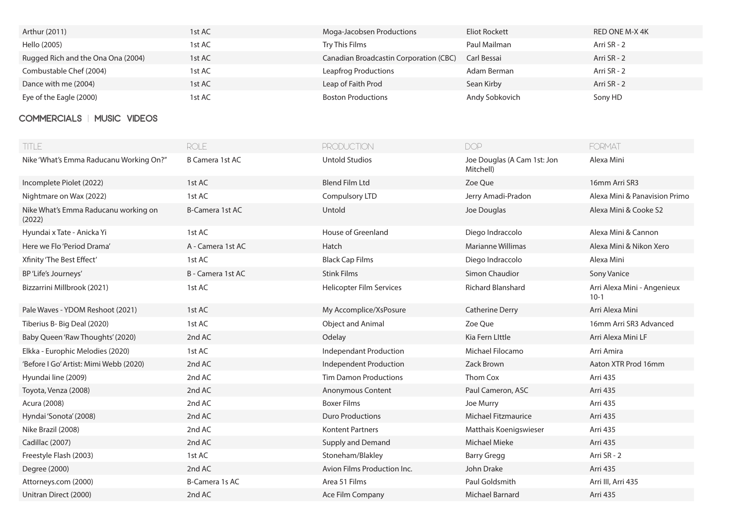| | | | | |
|---|---|---|---|---|
| Arthur (2011) | 1st AC | Moga-Jacobsen Productions | Eliot Rockett | RED ONE M-X 4K |
| Hello (2005) | 1st AC | Try This Films | Paul Mailman | Arri SR - 2 |
| Rugged Rich and the Ona Ona (2004) | 1st AC | Canadian Broadcastin Corporation (CBC) | Carl Bessai | Arri SR - 2 |
| Combustable Chef (2004) | 1st AC | Leapfrog Productions | Adam Berman | Arri SR - 2 |
| Dance with me (2004) | 1st AC | Leap of Faith Prod | Sean Kirby | Arri SR - 2 |
| Eye of the Eagle (2000) | 1st AC | Boston Productions | Andy Sobkovich | Sony HD |

## COMMERCIALS | MUSIC VIDEOS

| TITLE | ROLE | PRODUCTION | DOP | FORMAT |
|---|---|---|---|---|
| Nike 'What's Emma Raducanu Working On?" | B Camera 1st AC | Untold Studios | Joe Douglas (A Cam 1st: Jon Mitchell) | Alexa Mini |
| Incomplete Piolet (2022) | 1st AC | Blend Film Ltd | Zoe Que | 16mm Arri SR3 |
| Nightmare on Wax (2022) | 1st AC | Compulsory LTD | Jerry Amadi-Pradon | Alexa Mini & Panavision Primo |
| Nike What's Emma Raducanu working on (2022) | B-Camera 1st AC | Untold | Joe Douglas | Alexa Mini & Cooke S2 |
| Hyundai x Tate - Anicka Yi | 1st AC | House of Greenland | Diego Indraccolo | Alexa Mini & Cannon |
| Here we Flo 'Period Drama' | A - Camera 1st AC | Hatch | Marianne Willimas | Alexa Mini & Nikon Xero |
| Xfinity 'The Best Effect' | 1st AC | Black Cap Films | Diego Indraccolo | Alexa Mini |
| BP 'Life's Journeys' | B - Camera 1st AC | Stink Films | Simon Chaudior | Sony Vanice |
| Bizzarrini Millbrook (2021) | 1st AC | Helicopter Film Services | Richard Blanshard | Arri Alexa Mini - Angenieux 10-1 |
| Pale Waves - YDOM Reshoot (2021) | 1st AC | My Accomplice/XsPosure | Catherine Derry | Arri Alexa Mini |
| Tiberius B- Big Deal (2020) | 1st AC | Object and Animal | Zoe Que | 16mm Arri SR3 Advanced |
| Baby Queen 'Raw Thoughts' (2020) | 2nd AC | Odelay | Kia Fern LIttle | Arri Alexa Mini LF |
| Elkka - Europhic Melodies (2020) | 1st AC | Independant Production | Michael Filocamo | Arri Amira |
| 'Before I Go' Artist: Mimi Webb (2020) | 2nd AC | Independent Production | Zack Brown | Aaton XTR Prod 16mm |
| Hyundai line (2009) | 2nd AC | Tim Damon Productions | Thom Cox | Arri 435 |
| Toyota, Venza (2008) | 2nd AC | Anonymous Content | Paul Cameron, ASC | Arri 435 |
| Acura (2008) | 2nd AC | Boxer Films | Joe Murry | Arri 435 |
| Hyndai 'Sonota' (2008) | 2nd AC | Duro Productions | Michael Fitzmaurice | Arri 435 |
| Nike Brazil (2008) | 2nd AC | Kontent Partners | Matthais Koenigswieser | Arri 435 |
| Cadillac (2007) | 2nd AC | Supply and Demand | Michael Mieke | Arri 435 |
| Freestyle Flash (2003) | 1st AC | Stoneham/Blakley | Barry Gregg | Arri SR - 2 |
| Degree (2000) | 2nd AC | Avion Films Production Inc. | John Drake | Arri 435 |
| Attorneys.com (2000) | B-Camera 1s AC | Area 51 Films | Paul Goldsmith | Arri III, Arri 435 |
| Unitran Direct (2000) | 2nd AC | Ace Film Company | Michael Barnard | Arri 435 |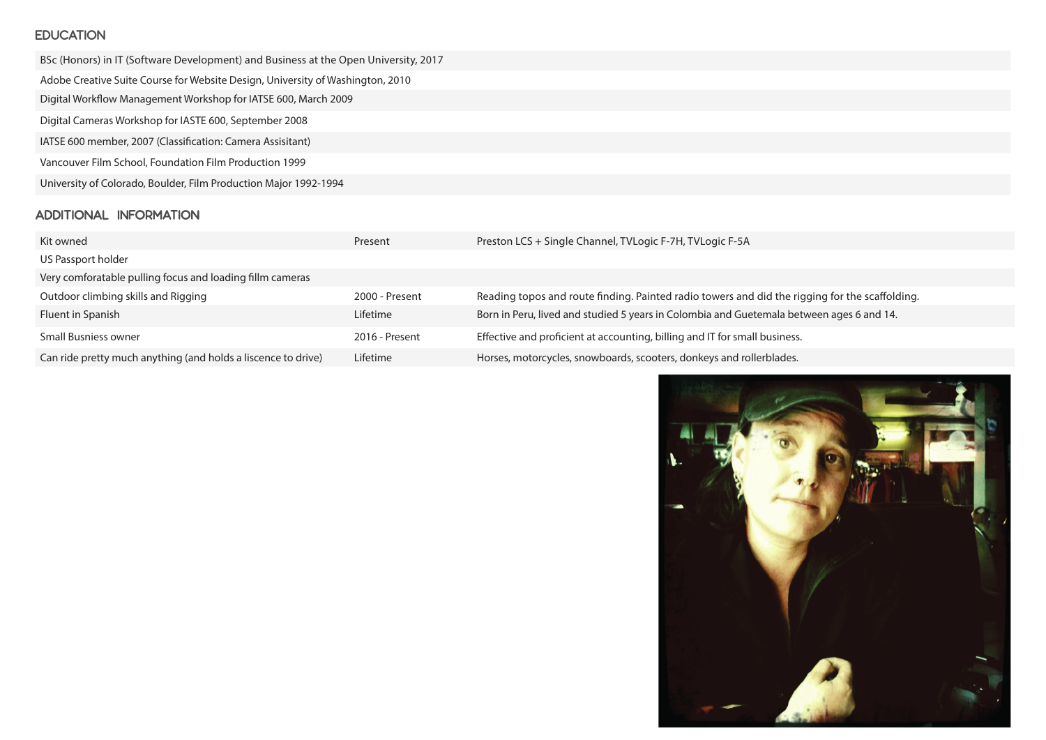## EDUCATION

| |
|---|
| BSc (Honors) in IT (Software Development) and Business at the Open University, 2017 |
| Adobe Creative Suite Course for Website Design, University of Washington, 2010 |
| Digital Workflow Management Workshop for IATSE 600, March 2009 |
| Digital Cameras Workshop for IASTE 600, September 2008 |
| IATSE 600 member, 2007 (Classification: Camera Assisitant) |
| Vancouver Film School, Foundation Film Production 1999 |
| University of Colorado, Boulder, Film Production Major 1992-1994 |

## ADDITIONAL INFORMATION

| | | |
|---|---|---|
| Kit owned | Present | Preston LCS + Single Channel, TVLogic F-7H, TVLogic F-5A |
| US Passport holder | | |
| Very comforatable pulling focus and loading film cameras | | |
| Outdoor climbing skills and Rigging | 2000 - Present | Reading topos and route finding. Painted radio towers and did the rigging for the scaffolding. |
| Fluent in Spanish | Lifetime | Born in Peru, lived and studied 5 years in Colombia and Guetemala between ages 6 and 14. |
| Small Busniess owner | 2016 - Present | Effective and proficient at accounting, billing and IT for small business. |
| Can ride pretty much anything (and holds a liscence to drive) | Lifetime | Horses, motorcycles, snowboards, scooters, donkeys and rollerblades. |